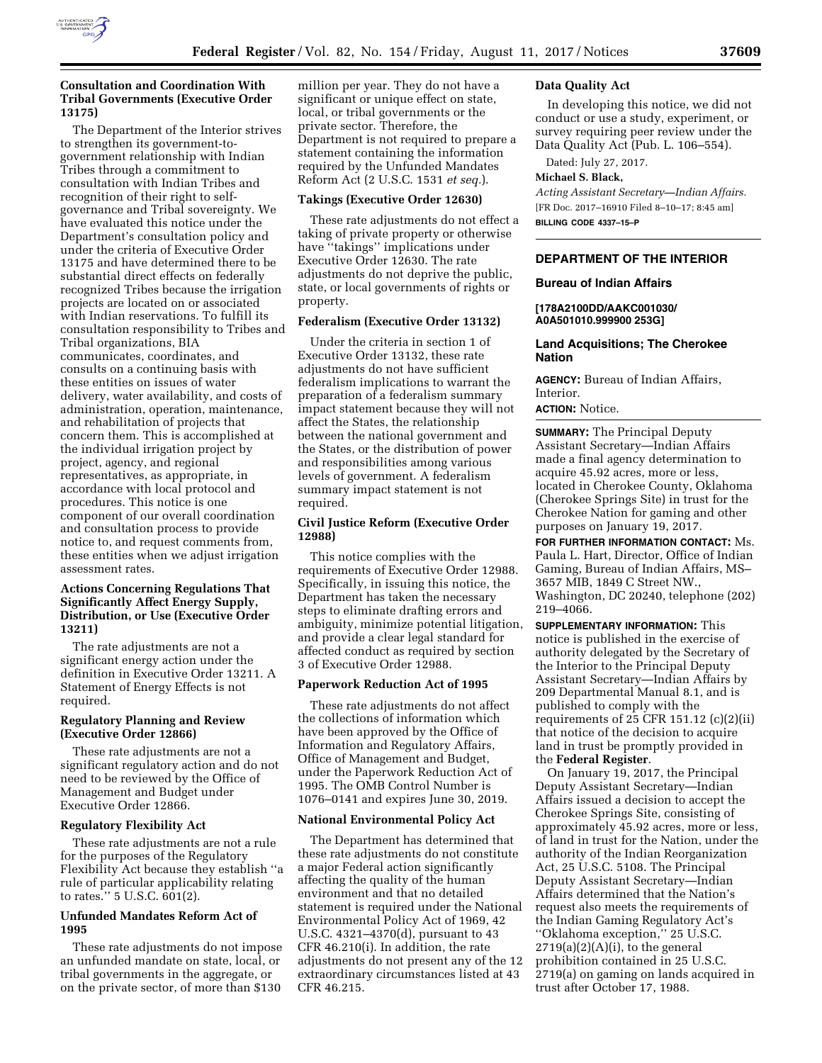### Consultation and Coordination With Tribal Governments (Executive Order 13175)

The Department of the Interior strives to strengthen its government-to-government relationship with Indian Tribes through a commitment to consultation with Indian Tribes and recognition of their right to self-governance and Tribal sovereignty. We have evaluated this notice under the Department's consultation policy and under the criteria of Executive Order 13175 and have determined there to be substantial direct effects on federally recognized Tribes because the irrigation projects are located on or associated with Indian reservations. To fulfill its consultation responsibility to Tribes and Tribal organizations, BIA communicates, coordinates, and consults on a continuing basis with these entities on issues of water delivery, water availability, and costs of administration, operation, maintenance, and rehabilitation of projects that concern them. This is accomplished at the individual irrigation project by project, agency, and regional representatives, as appropriate, in accordance with local protocol and procedures. This notice is one component of our overall coordination and consultation process to provide notice to, and request comments from, these entities when we adjust irrigation assessment rates.

### Actions Concerning Regulations That Significantly Affect Energy Supply, Distribution, or Use (Executive Order 13211)

The rate adjustments are not a significant energy action under the definition in Executive Order 13211. A Statement of Energy Effects is not required.

### Regulatory Planning and Review (Executive Order 12866)

These rate adjustments are not a significant regulatory action and do not need to be reviewed by the Office of Management and Budget under Executive Order 12866.

### Regulatory Flexibility Act

These rate adjustments are not a rule for the purposes of the Regulatory Flexibility Act because they establish "a rule of particular applicability relating to rates." 5 U.S.C. 601(2).

### Unfunded Mandates Reform Act of 1995

These rate adjustments do not impose an unfunded mandate on state, local, or tribal governments in the aggregate, or on the private sector, of more than $130 million per year. They do not have a significant or unique effect on state, local, or tribal governments or the private sector. Therefore, the Department is not required to prepare a statement containing the information required by the Unfunded Mandates Reform Act (2 U.S.C. 1531 *et seq.*).

### Takings (Executive Order 12630)

These rate adjustments do not effect a taking of private property or otherwise have "takings" implications under Executive Order 12630. The rate adjustments do not deprive the public, state, or local governments of rights or property.

### Federalism (Executive Order 13132)

Under the criteria in section 1 of Executive Order 13132, these rate adjustments do not have sufficient federalism implications to warrant the preparation of a federalism summary impact statement because they will not affect the States, the relationship between the national government and the States, or the distribution of power and responsibilities among various levels of government. A federalism summary impact statement is not required.

### Civil Justice Reform (Executive Order 12988)

This notice complies with the requirements of Executive Order 12988. Specifically, in issuing this notice, the Department has taken the necessary steps to eliminate drafting errors and ambiguity, minimize potential litigation, and provide a clear legal standard for affected conduct as required by section 3 of Executive Order 12988.

### Paperwork Reduction Act of 1995

These rate adjustments do not affect the collections of information which have been approved by the Office of Information and Regulatory Affairs, Office of Management and Budget, under the Paperwork Reduction Act of 1995. The OMB Control Number is 1076–0141 and expires June 30, 2019.

### National Environmental Policy Act

The Department has determined that these rate adjustments do not constitute a major Federal action significantly affecting the quality of the human environment and that no detailed statement is required under the National Environmental Policy Act of 1969, 42 U.S.C. 4321–4370(d), pursuant to 43 CFR 46.210(i). In addition, the rate adjustments do not present any of the 12 extraordinary circumstances listed at 43 CFR 46.215.

### Data Quality Act

In developing this notice, we did not conduct or use a study, experiment, or survey requiring peer review under the Data Quality Act (Pub. L. 106–554).

Dated: July 27, 2017.

**Michael S. Black,**

*Acting Assistant Secretary—Indian Affairs.*

[FR Doc. 2017–16910 Filed 8–10–17; 8:45 am]

**BILLING CODE 4337–15–P**

---

## DEPARTMENT OF THE INTERIOR

### Bureau of Indian Affairs

**[178A2100DD/AAKC001030/A0A501010.999900 253G]**

### Land Acquisitions; The Cherokee Nation

**AGENCY:** Bureau of Indian Affairs, Interior.

**ACTION:** Notice.

**SUMMARY:** The Principal Deputy Assistant Secretary—Indian Affairs made a final agency determination to acquire 45.92 acres, more or less, located in Cherokee County, Oklahoma (Cherokee Springs Site) in trust for the Cherokee Nation for gaming and other purposes on January 19, 2017.

**FOR FURTHER INFORMATION CONTACT:** Ms. Paula L. Hart, Director, Office of Indian Gaming, Bureau of Indian Affairs, MS–3657 MIB, 1849 C Street NW., Washington, DC 20240, telephone (202) 219–4066.

**SUPPLEMENTARY INFORMATION:** This notice is published in the exercise of authority delegated by the Secretary of the Interior to the Principal Deputy Assistant Secretary—Indian Affairs by 209 Departmental Manual 8.1, and is published to comply with the requirements of 25 CFR 151.12 (c)(2)(ii) that notice of the decision to acquire land in trust be promptly provided in the **Federal Register**.

On January 19, 2017, the Principal Deputy Assistant Secretary—Indian Affairs issued a decision to accept the Cherokee Springs Site, consisting of approximately 45.92 acres, more or less, of land in trust for the Nation, under the authority of the Indian Reorganization Act, 25 U.S.C. 5108. The Principal Deputy Assistant Secretary—Indian Affairs determined that the Nation's request also meets the requirements of the Indian Gaming Regulatory Act's "Oklahoma exception," 25 U.S.C. 2719(a)(2)(A)(i), to the general prohibition contained in 25 U.S.C. 2719(a) on gaming on lands acquired in trust after October 17, 1988.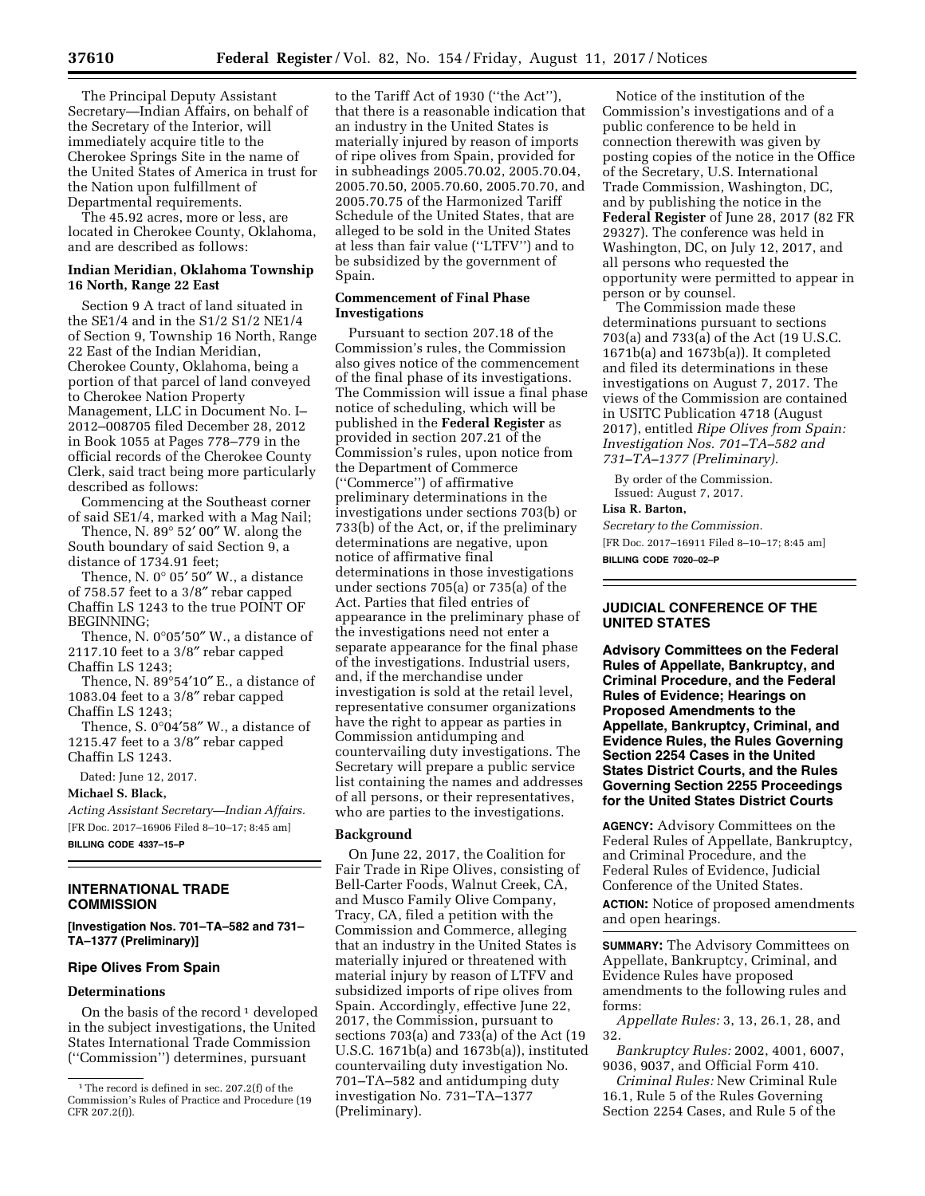The Principal Deputy Assistant Secretary—Indian Affairs, on behalf of the Secretary of the Interior, will immediately acquire title to the Cherokee Springs Site in the name of the United States of America in trust for the Nation upon fulfillment of Departmental requirements.

The 45.92 acres, more or less, are located in Cherokee County, Oklahoma, and are described as follows:

**Indian Meridian, Oklahoma Township 16 North, Range 22 East**

Section 9 A tract of land situated in the SE1/4 and in the S1/2 S1/2 NE1/4 of Section 9, Township 16 North, Range 22 East of the Indian Meridian, Cherokee County, Oklahoma, being a portion of that parcel of land conveyed to Cherokee Nation Property Management, LLC in Document No. I–2012–008705 filed December 28, 2012 in Book 1055 at Pages 778–779 in the official records of the Cherokee County Clerk, said tract being more particularly described as follows:

Commencing at the Southeast corner of said SE1/4, marked with a Mag Nail;

Thence, N. 89° 52′ 00″ W. along the South boundary of said Section 9, a distance of 1734.91 feet;

Thence, N. 0° 05′ 50″ W., a distance of 758.57 feet to a 3/8″ rebar capped Chaffin LS 1243 to the true POINT OF BEGINNING;

Thence, N. 0°05′50″ W., a distance of 2117.10 feet to a 3/8″ rebar capped Chaffin LS 1243;

Thence, N. 89°54′10″ E., a distance of 1083.04 feet to a 3/8″ rebar capped Chaffin LS 1243;

Thence, S. 0°04′58″ W., a distance of 1215.47 feet to a 3/8″ rebar capped Chaffin LS 1243.

Dated: June 12, 2017.

**Michael S. Black,**

*Acting Assistant Secretary—Indian Affairs.*

[FR Doc. 2017–16906 Filed 8–10–17; 8:45 am]

**BILLING CODE 4337–15–P**

## INTERNATIONAL TRADE COMMISSION

**[Investigation Nos. 701–TA–582 and 731–TA–1377 (Preliminary)]**

### Ripe Olives From Spain

#### Determinations

On the basis of the record [1] developed in the subject investigations, the United States International Trade Commission (''Commission'') determines, pursuant to the Tariff Act of 1930 (''the Act''), that there is a reasonable indication that an industry in the United States is materially injured by reason of imports of ripe olives from Spain, provided for in subheadings 2005.70.02, 2005.70.04, 2005.70.50, 2005.70.60, 2005.70.70, and 2005.70.75 of the Harmonized Tariff Schedule of the United States, that are alleged to be sold in the United States at less than fair value (''LTFV'') and to be subsidized by the government of Spain.

#### Commencement of Final Phase Investigations

Pursuant to section 207.18 of the Commission's rules, the Commission also gives notice of the commencement of the final phase of its investigations. The Commission will issue a final phase notice of scheduling, which will be published in the **Federal Register** as provided in section 207.21 of the Commission's rules, upon notice from the Department of Commerce (''Commerce'') of affirmative preliminary determinations in the investigations under sections 703(b) or 733(b) of the Act, or, if the preliminary determinations are negative, upon notice of affirmative final determinations in those investigations under sections 705(a) or 735(a) of the Act. Parties that filed entries of appearance in the preliminary phase of the investigations need not enter a separate appearance for the final phase of the investigations. Industrial users, and, if the merchandise under investigation is sold at the retail level, representative consumer organizations have the right to appear as parties in Commission antidumping and countervailing duty investigations. The Secretary will prepare a public service list containing the names and addresses of all persons, or their representatives, who are parties to the investigations.

#### Background

On June 22, 2017, the Coalition for Fair Trade in Ripe Olives, consisting of Bell-Carter Foods, Walnut Creek, CA, and Musco Family Olive Company, Tracy, CA, filed a petition with the Commission and Commerce, alleging that an industry in the United States is materially injured or threatened with material injury by reason of LTFV and subsidized imports of ripe olives from Spain. Accordingly, effective June 22, 2017, the Commission, pursuant to sections 703(a) and 733(a) of the Act (19 U.S.C. 1671b(a) and 1673b(a)), instituted countervailing duty investigation No. 701–TA–582 and antidumping duty investigation No. 731–TA–1377 (Preliminary).

Notice of the institution of the Commission's investigations and of a public conference to be held in connection therewith was given by posting copies of the notice in the Office of the Secretary, U.S. International Trade Commission, Washington, DC, and by publishing the notice in the **Federal Register** of June 28, 2017 (82 FR 29327). The conference was held in Washington, DC, on July 12, 2017, and all persons who requested the opportunity were permitted to appear in person or by counsel.

The Commission made these determinations pursuant to sections 703(a) and 733(a) of the Act (19 U.S.C. 1671b(a) and 1673b(a)). It completed and filed its determinations in these investigations on August 7, 2017. The views of the Commission are contained in USITC Publication 4718 (August 2017), entitled *Ripe Olives from Spain: Investigation Nos. 701–TA–582 and 731–TA–1377 (Preliminary).*

By order of the Commission.

Issued: August 7, 2017.

**Lisa R. Barton,**

*Secretary to the Commission.*

[FR Doc. 2017–16911 Filed 8–10–17; 8:45 am]

**BILLING CODE 7020–02–P**

[1] The record is defined in sec. 207.2(f) of the Commission's Rules of Practice and Procedure (19 CFR 207.2(f)).

## JUDICIAL CONFERENCE OF THE UNITED STATES

### Advisory Committees on the Federal Rules of Appellate, Bankruptcy, and Criminal Procedure, and the Federal Rules of Evidence; Hearings on Proposed Amendments to the Appellate, Bankruptcy, Criminal, and Evidence Rules, the Rules Governing Section 2254 Cases in the United States District Courts, and the Rules Governing Section 2255 Proceedings for the United States District Courts

**AGENCY:** Advisory Committees on the Federal Rules of Appellate, Bankruptcy, and Criminal Procedure, and the Federal Rules of Evidence, Judicial Conference of the United States.

**ACTION:** Notice of proposed amendments and open hearings.

**SUMMARY:** The Advisory Committees on Appellate, Bankruptcy, Criminal, and Evidence Rules have proposed amendments to the following rules and forms:

*Appellate Rules:* 3, 13, 26.1, 28, and 32.

*Bankruptcy Rules:* 2002, 4001, 6007, 9036, 9037, and Official Form 410.

*Criminal Rules:* New Criminal Rule 16.1, Rule 5 of the Rules Governing Section 2254 Cases, and Rule 5 of the